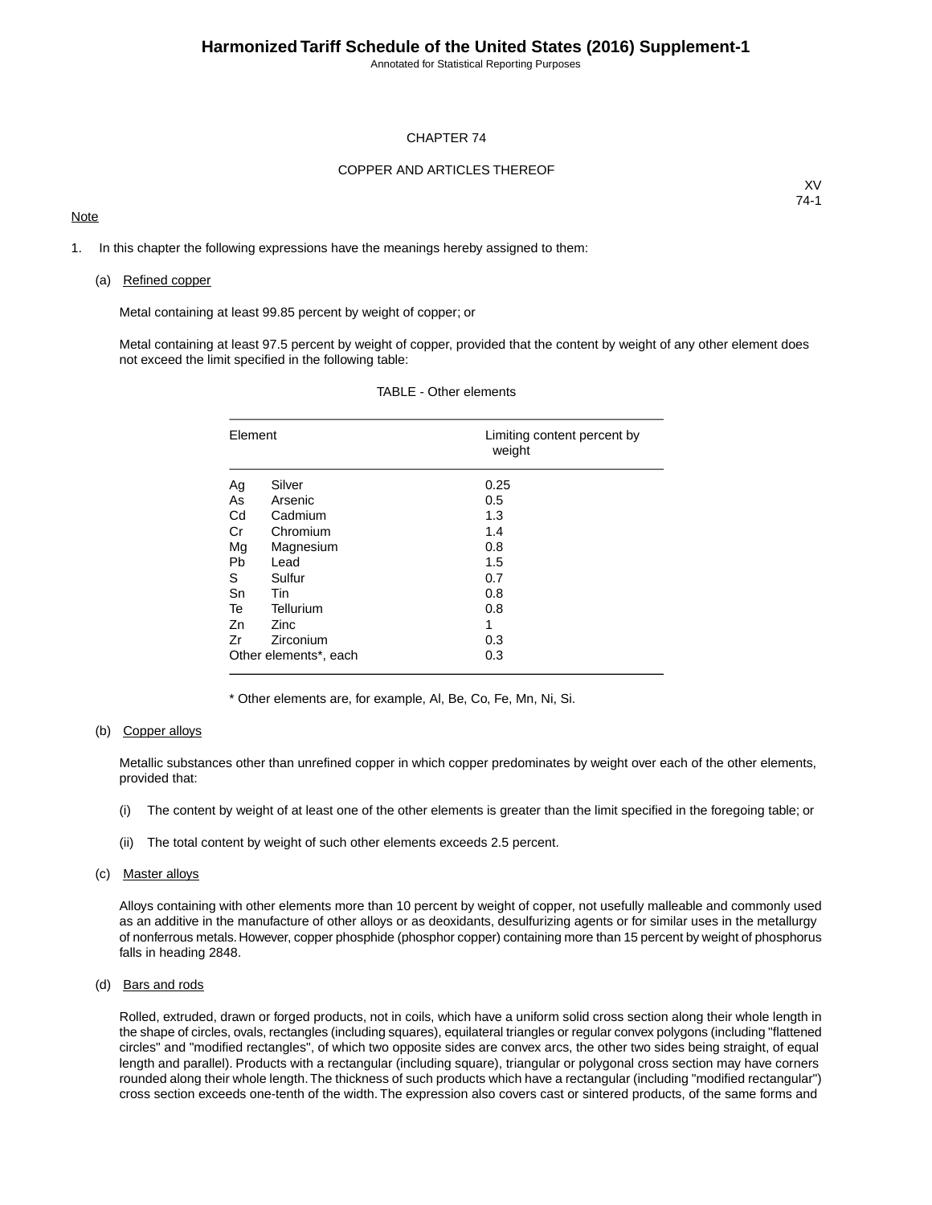# CHAPTER 74

## COPPER AND ARTICLES THEREOF

XV
74-1

Note

1. In this chapter the following expressions have the meanings hereby assigned to them:

   (a) Refined copper

   Metal containing at least 99.85 percent by weight of copper; or

   Metal containing at least 97.5 percent by weight of copper, provided that the content by weight of any other element does not exceed the limit specified in the following table:

TABLE - Other elements

| Element | | Limiting content percent by weight |
|---|---|---|
| Ag | Silver | 0.25 |
| As | Arsenic | 0.5 |
| Cd | Cadmium | 1.3 |
| Cr | Chromium | 1.4 |
| Mg | Magnesium | 0.8 |
| Pb | Lead | 1.5 |
| S | Sulfur | 0.7 |
| Sn | Tin | 0.8 |
| Te | Tellurium | 0.8 |
| Zn | Zinc | 1 |
| Zr | Zirconium | 0.3 |
| Other elements*, each | | 0.3 |

\* Other elements are, for example, Al, Be, Co, Fe, Mn, Ni, Si.

   (b) Copper alloys

   Metallic substances other than unrefined copper in which copper predominates by weight over each of the other elements, provided that:

   (i) The content by weight of at least one of the other elements is greater than the limit specified in the foregoing table; or

   (ii) The total content by weight of such other elements exceeds 2.5 percent.

   (c) Master alloys

   Alloys containing with other elements more than 10 percent by weight of copper, not usefully malleable and commonly used as an additive in the manufacture of other alloys or as deoxidants, desulfurizing agents or for similar uses in the metallurgy of nonferrous metals. However, copper phosphide (phosphor copper) containing more than 15 percent by weight of phosphorus falls in heading 2848.

   (d) Bars and rods

   Rolled, extruded, drawn or forged products, not in coils, which have a uniform solid cross section along their whole length in the shape of circles, ovals, rectangles (including squares), equilateral triangles or regular convex polygons (including "flattened circles" and "modified rectangles", of which two opposite sides are convex arcs, the other two sides being straight, of equal length and parallel). Products with a rectangular (including square), triangular or polygonal cross section may have corners rounded along their whole length. The thickness of such products which have a rectangular (including "modified rectangular") cross section exceeds one-tenth of the width. The expression also covers cast or sintered products, of the same forms and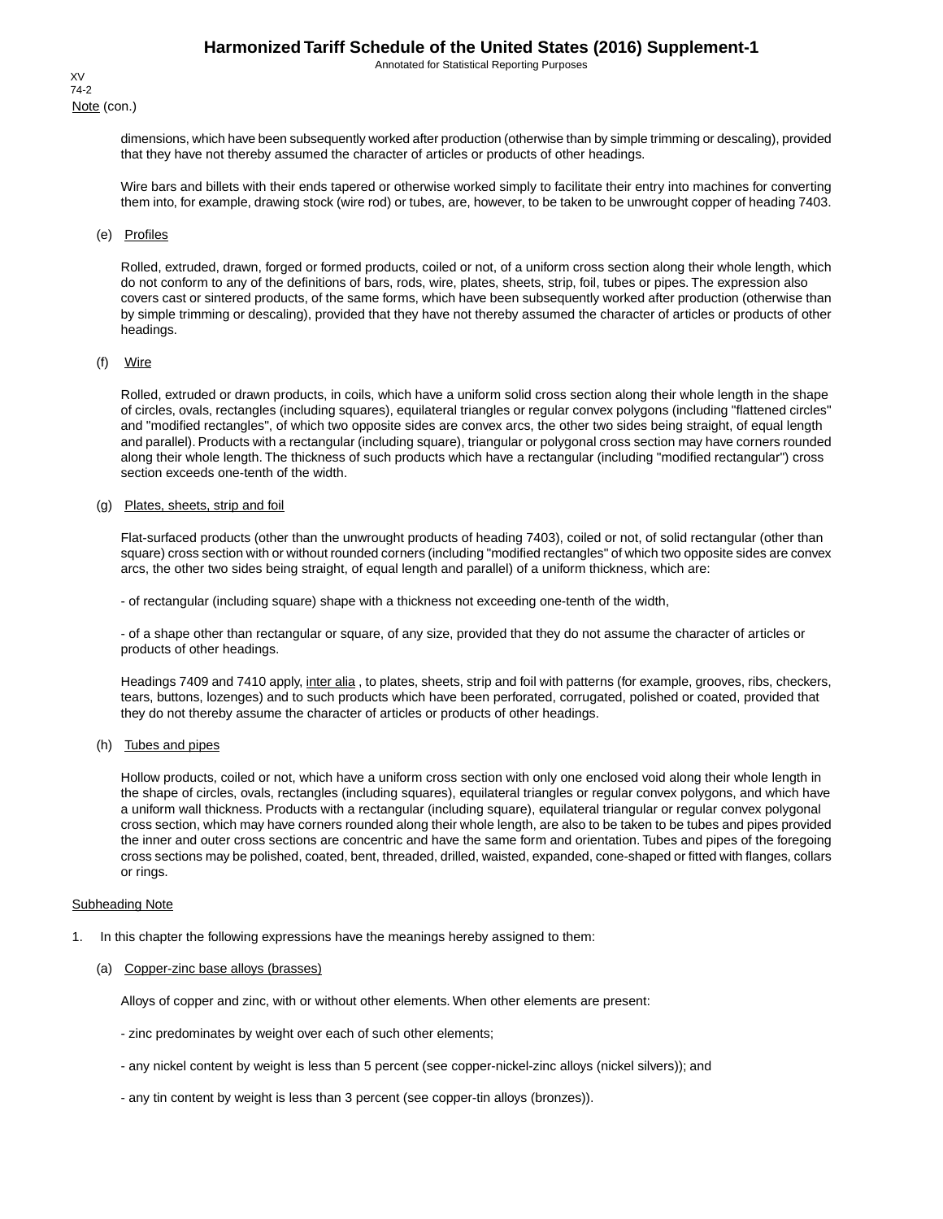Note (con.)

dimensions, which have been subsequently worked after production (otherwise than by simple trimming or descaling), provided that they have not thereby assumed the character of articles or products of other headings.

Wire bars and billets with their ends tapered or otherwise worked simply to facilitate their entry into machines for converting them into, for example, drawing stock (wire rod) or tubes, are, however, to be taken to be unwrought copper of heading 7403.

(e) Profiles

Rolled, extruded, drawn, forged or formed products, coiled or not, of a uniform cross section along their whole length, which do not conform to any of the definitions of bars, rods, wire, plates, sheets, strip, foil, tubes or pipes. The expression also covers cast or sintered products, of the same forms, which have been subsequently worked after production (otherwise than by simple trimming or descaling), provided that they have not thereby assumed the character of articles or products of other headings.

(f) Wire

Rolled, extruded or drawn products, in coils, which have a uniform solid cross section along their whole length in the shape of circles, ovals, rectangles (including squares), equilateral triangles or regular convex polygons (including "flattened circles" and "modified rectangles", of which two opposite sides are convex arcs, the other two sides being straight, of equal length and parallel). Products with a rectangular (including square), triangular or polygonal cross section may have corners rounded along their whole length. The thickness of such products which have a rectangular (including "modified rectangular") cross section exceeds one-tenth of the width.

(g) Plates, sheets, strip and foil

Flat-surfaced products (other than the unwrought products of heading 7403), coiled or not, of solid rectangular (other than square) cross section with or without rounded corners (including "modified rectangles" of which two opposite sides are convex arcs, the other two sides being straight, of equal length and parallel) of a uniform thickness, which are:

- of rectangular (including square) shape with a thickness not exceeding one-tenth of the width,

- of a shape other than rectangular or square, of any size, provided that they do not assume the character of articles or products of other headings.

Headings 7409 and 7410 apply, inter alia , to plates, sheets, strip and foil with patterns (for example, grooves, ribs, checkers, tears, buttons, lozenges) and to such products which have been perforated, corrugated, polished or coated, provided that they do not thereby assume the character of articles or products of other headings.

(h) Tubes and pipes

Hollow products, coiled or not, which have a uniform cross section with only one enclosed void along their whole length in the shape of circles, ovals, rectangles (including squares), equilateral triangles or regular convex polygons, and which have a uniform wall thickness. Products with a rectangular (including square), equilateral triangular or regular convex polygonal cross section, which may have corners rounded along their whole length, are also to be taken to be tubes and pipes provided the inner and outer cross sections are concentric and have the same form and orientation. Tubes and pipes of the foregoing cross sections may be polished, coated, bent, threaded, drilled, waisted, expanded, cone-shaped or fitted with flanges, collars or rings.

Subheading Note

1. In this chapter the following expressions have the meanings hereby assigned to them:

(a) Copper-zinc base alloys (brasses)

Alloys of copper and zinc, with or without other elements. When other elements are present:

- zinc predominates by weight over each of such other elements;

- any nickel content by weight is less than 5 percent (see copper-nickel-zinc alloys (nickel silvers)); and

- any tin content by weight is less than 3 percent (see copper-tin alloys (bronzes)).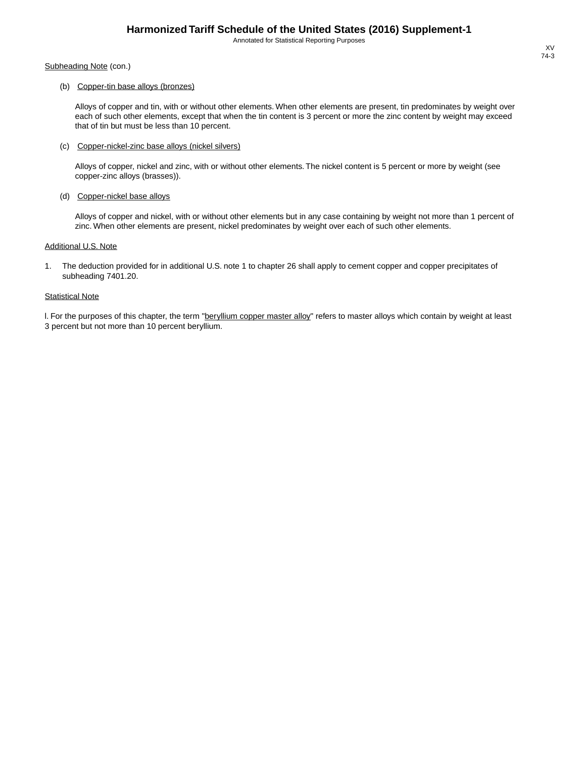Subheading Note (con.)

(b) Copper-tin base alloys (bronzes)

Alloys of copper and tin, with or without other elements. When other elements are present, tin predominates by weight over each of such other elements, except that when the tin content is 3 percent or more the zinc content by weight may exceed that of tin but must be less than 10 percent.

(c) Copper-nickel-zinc base alloys (nickel silvers)

Alloys of copper, nickel and zinc, with or without other elements. The nickel content is 5 percent or more by weight (see copper-zinc alloys (brasses)).

(d) Copper-nickel base alloys

Alloys of copper and nickel, with or without other elements but in any case containing by weight not more than 1 percent of zinc. When other elements are present, nickel predominates by weight over each of such other elements.

Additional U.S. Note

1. The deduction provided for in additional U.S. note 1 to chapter 26 shall apply to cement copper and copper precipitates of subheading 7401.20.

Statistical Note

l. For the purposes of this chapter, the term "beryllium copper master alloy" refers to master alloys which contain by weight at least 3 percent but not more than 10 percent beryllium.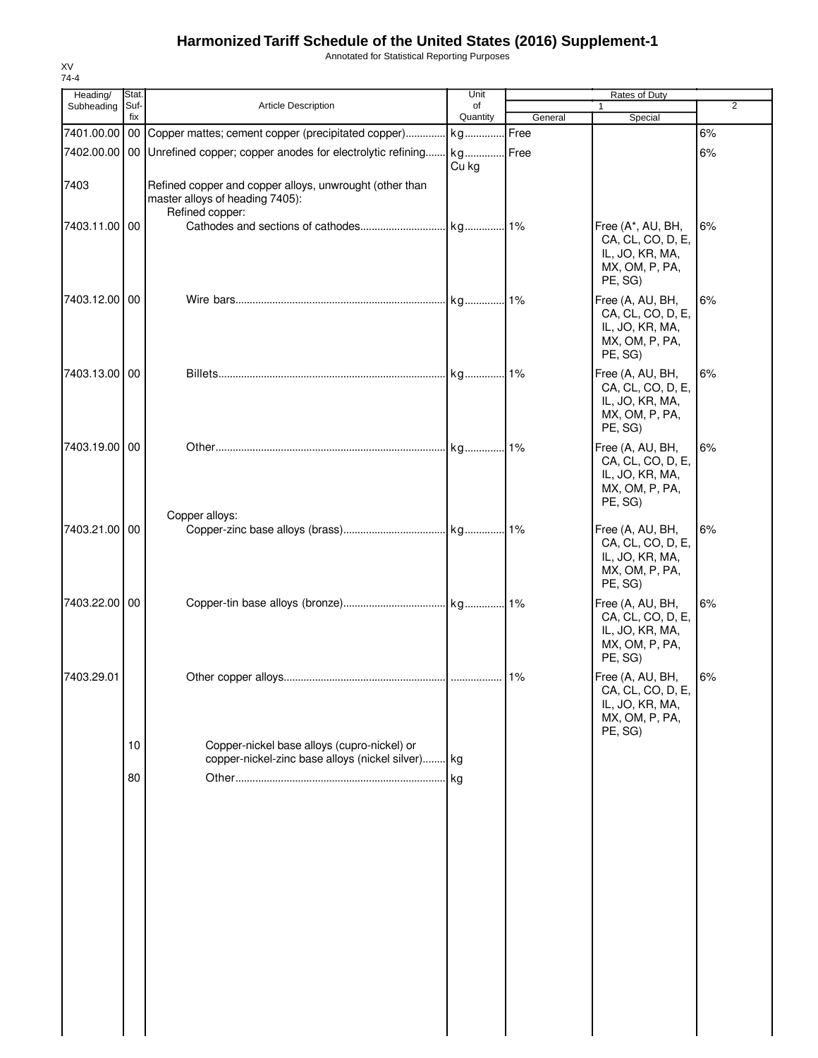# Harmonized Tariff Schedule of the United States (2016) Supplement-1

Annotated for Statistical Reporting Purposes

XV
74-4

| Heading/ Subheading | Stat. Suf- fix | Article Description | Unit of Quantity | Rates of Duty 1 General | Rates of Duty 1 Special | Rates of Duty 2 |
|---|---|---|---|---|---|---|
| 7401.00.00 | 00 | Copper mattes; cement copper (precipitated copper) | kg | Free | | 6% |
| 7402.00.00 | 00 | Unrefined copper; copper anodes for electrolytic refining | kg Cu kg | Free | | 6% |
| 7403 | | Refined copper and copper alloys, unwrought (other than master alloys of heading 7405): | | | | |
| | | Refined copper: | | | | |
| 7403.11.00 | 00 | Cathodes and sections of cathodes | kg | 1% | Free (A*, AU, BH, CA, CL, CO, D, E, IL, JO, KR, MA, MX, OM, P, PA, PE, SG) | 6% |
| 7403.12.00 | 00 | Wire bars | kg | 1% | Free (A, AU, BH, CA, CL, CO, D, E, IL, JO, KR, MA, MX, OM, P, PA, PE, SG) | 6% |
| 7403.13.00 | 00 | Billets | kg | 1% | Free (A, AU, BH, CA, CL, CO, D, E, IL, JO, KR, MA, MX, OM, P, PA, PE, SG) | 6% |
| 7403.19.00 | 00 | Other | kg | 1% | Free (A, AU, BH, CA, CL, CO, D, E, IL, JO, KR, MA, MX, OM, P, PA, PE, SG) | 6% |
| | | Copper alloys: | | | | |
| 7403.21.00 | 00 | Copper-zinc base alloys (brass) | kg | 1% | Free (A, AU, BH, CA, CL, CO, D, E, IL, JO, KR, MA, MX, OM, P, PA, PE, SG) | 6% |
| 7403.22.00 | 00 | Copper-tin base alloys (bronze) | kg | 1% | Free (A, AU, BH, CA, CL, CO, D, E, IL, JO, KR, MA, MX, OM, P, PA, PE, SG) | 6% |
| 7403.29.01 | | Other copper alloys | | 1% | Free (A, AU, BH, CA, CL, CO, D, E, IL, JO, KR, MA, MX, OM, P, PA, PE, SG) | 6% |
| | 10 | Copper-nickel base alloys (cupro-nickel) or copper-nickel-zinc base alloys (nickel silver) | kg | | | |
| | 80 | Other | kg | | | |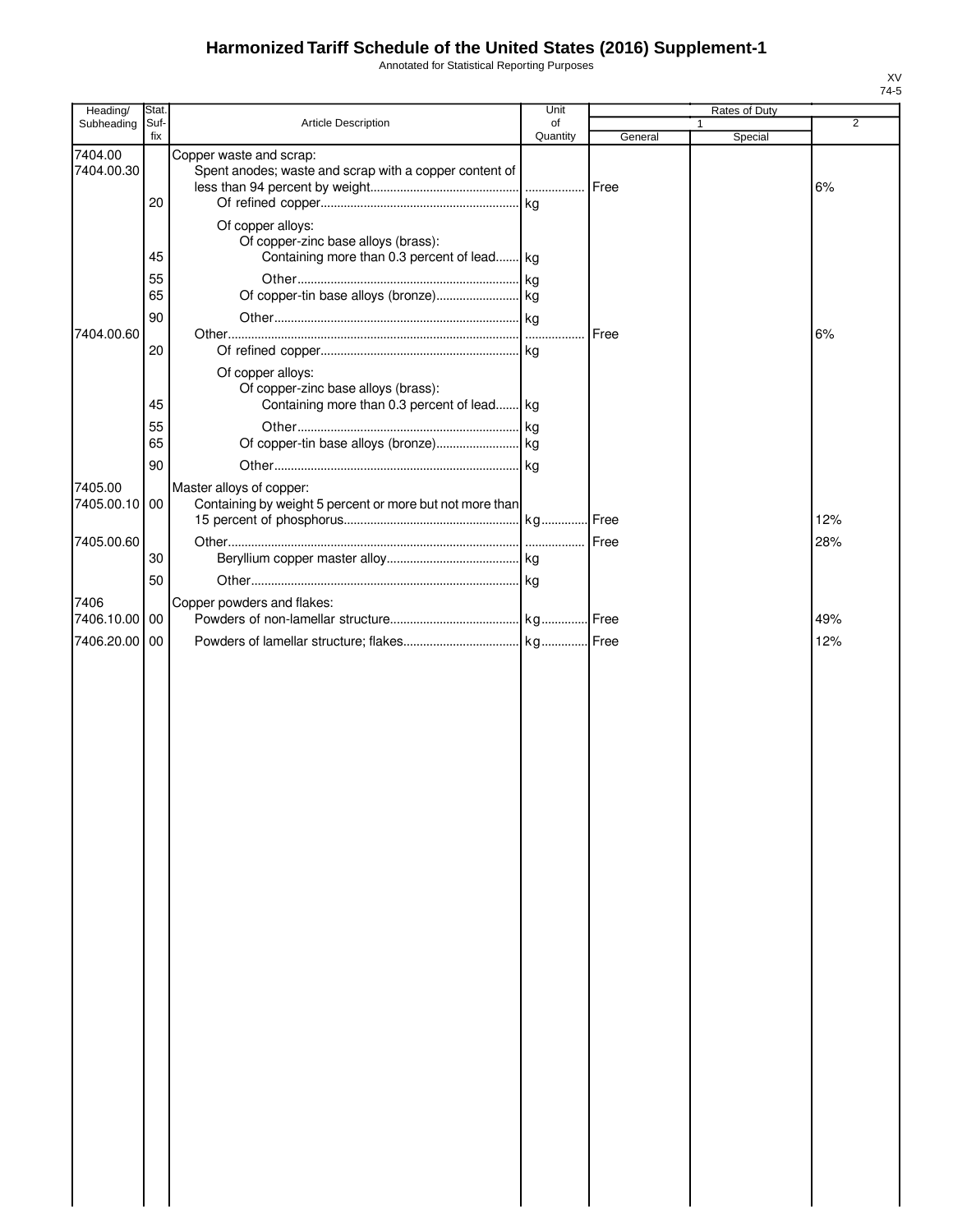# Harmonized Tariff Schedule of the United States (2016) Supplement-1

Annotated for Statistical Reporting Purposes

XV
74-5

| Heading/ Subheading | Stat. Suf- fix | Article Description | Unit of Quantity | Rates of Duty 1 General | Special | 2 |
|---|---|---|---|---|---|---|
| 7404.00 | | Copper waste and scrap: | | | | |
| 7404.00.30 | | Spent anodes; waste and scrap with a copper content of less than 94 percent by weight | | Free | | 6% |
| | 20 | Of refined copper | kg | | | |
| | | Of copper alloys: | | | | |
| | | Of copper-zinc base alloys (brass): | | | | |
| | 45 | Containing more than 0.3 percent of lead | kg | | | |
| | 55 | Other | kg | | | |
| | 65 | Of copper-tin base alloys (bronze) | kg | | | |
| | 90 | Other | kg | | | |
| 7404.00.60 | | Other | | Free | | 6% |
| | 20 | Of refined copper | kg | | | |
| | | Of copper alloys: | | | | |
| | | Of copper-zinc base alloys (brass): | | | | |
| | 45 | Containing more than 0.3 percent of lead | kg | | | |
| | 55 | Other | kg | | | |
| | 65 | Of copper-tin base alloys (bronze) | kg | | | |
| | 90 | Other | kg | | | |
| 7405.00 | | Master alloys of copper: | | | | |
| 7405.00.10 | 00 | Containing by weight 5 percent or more but not more than 15 percent of phosphorus | kg | Free | | 12% |
| 7405.00.60 | | Other | | Free | | 28% |
| | 30 | Beryllium copper master alloy | kg | | | |
| | 50 | Other | kg | | | |
| 7406 | | Copper powders and flakes: | | | | |
| 7406.10.00 | 00 | Powders of non-lamellar structure | kg | Free | | 49% |
| 7406.20.00 | 00 | Powders of lamellar structure; flakes | kg | Free | | 12% |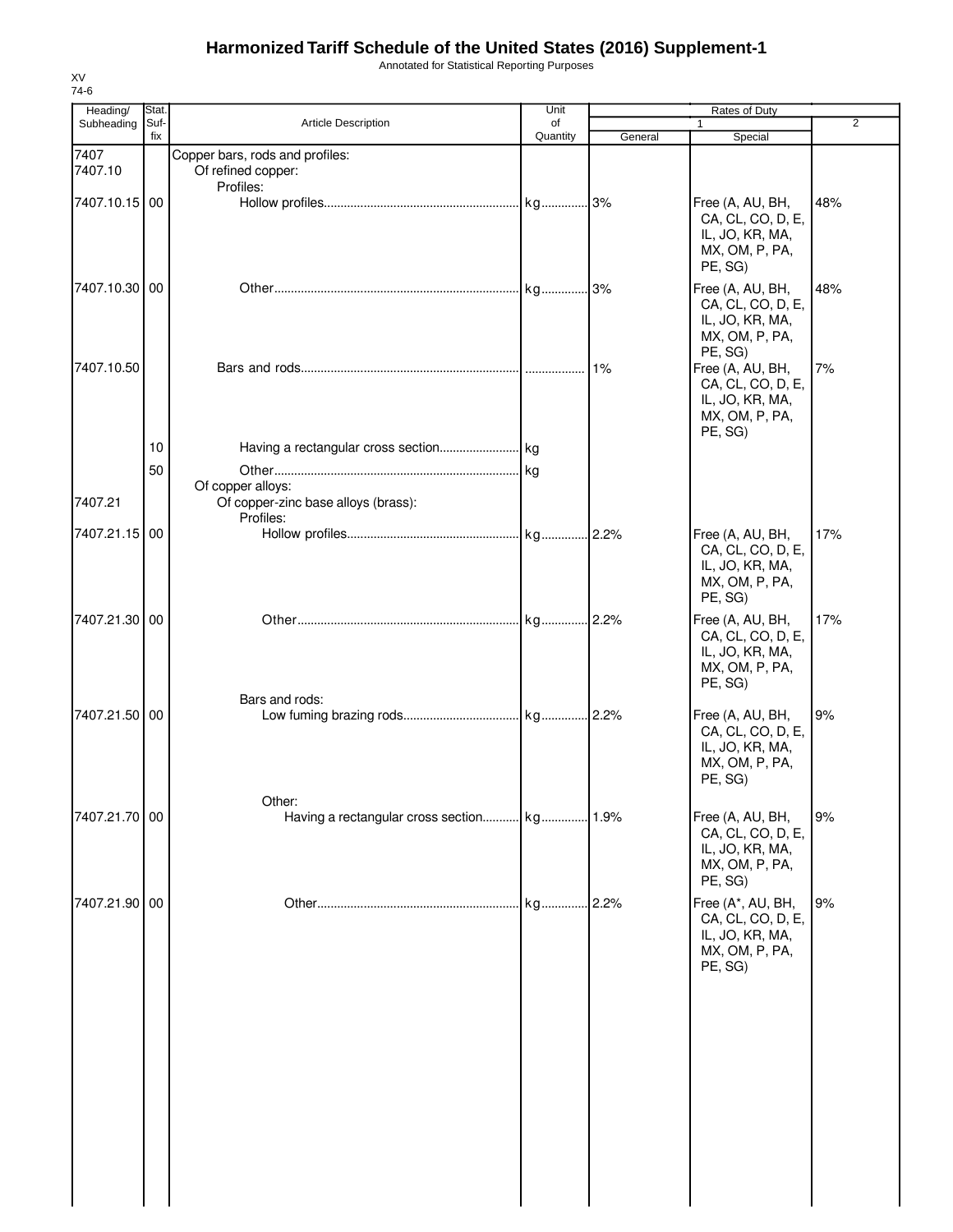# Harmonized Tariff Schedule of the United States (2016) Supplement-1

Annotated for Statistical Reporting Purposes

XV
74-6

| Heading/ Subheading | Stat. Suf-fix | Article Description | Unit of Quantity | Rates of Duty 1 General | Rates of Duty 1 Special | Rates of Duty 2 |
|---|---|---|---|---|---|---|
| 7407 | | Copper bars, rods and profiles: | | | | |
| 7407.10 | | Of refined copper: | | | | |
| | | Profiles: | | | | |
| 7407.10.15 | 00 | Hollow profiles | kg | 3% | Free (A, AU, BH, CA, CL, CO, D, E, IL, JO, KR, MA, MX, OM, P, PA, PE, SG) | 48% |
| 7407.10.30 | 00 | Other | kg | 3% | Free (A, AU, BH, CA, CL, CO, D, E, IL, JO, KR, MA, MX, OM, P, PA, PE, SG) | 48% |
| 7407.10.50 | | Bars and rods | | 1% | Free (A, AU, BH, CA, CL, CO, D, E, IL, JO, KR, MA, MX, OM, P, PA, PE, SG) | 7% |
| | 10 | Having a rectangular cross section | kg | | | |
| | 50 | Other | kg | | | |
| | | Of copper alloys: | | | | |
| 7407.21 | | Of copper-zinc base alloys (brass): | | | | |
| | | Profiles: | | | | |
| 7407.21.15 | 00 | Hollow profiles | kg | 2.2% | Free (A, AU, BH, CA, CL, CO, D, E, IL, JO, KR, MA, MX, OM, P, PA, PE, SG) | 17% |
| 7407.21.30 | 00 | Other | kg | 2.2% | Free (A, AU, BH, CA, CL, CO, D, E, IL, JO, KR, MA, MX, OM, P, PA, PE, SG) | 17% |
| | | Bars and rods: | | | | |
| 7407.21.50 | 00 | Low fuming brazing rods | kg | 2.2% | Free (A, AU, BH, CA, CL, CO, D, E, IL, JO, KR, MA, MX, OM, P, PA, PE, SG) | 9% |
| | | Other: | | | | |
| 7407.21.70 | 00 | Having a rectangular cross section | kg | 1.9% | Free (A, AU, BH, CA, CL, CO, D, E, IL, JO, KR, MA, MX, OM, P, PA, PE, SG) | 9% |
| 7407.21.90 | 00 | Other | kg | 2.2% | Free (A*, AU, BH, CA, CL, CO, D, E, IL, JO, KR, MA, MX, OM, P, PA, PE, SG) | 9% |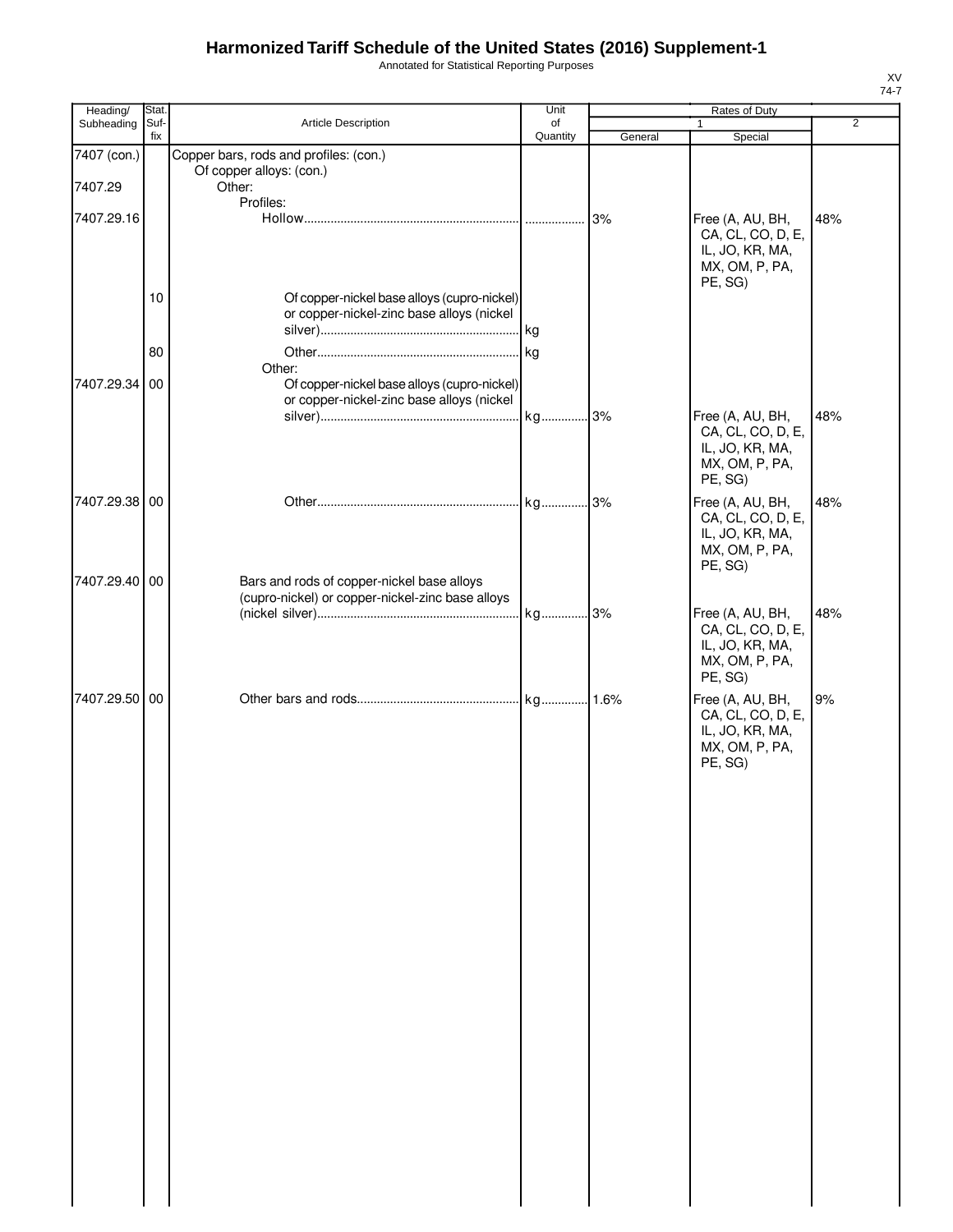# Harmonized Tariff Schedule of the United States (2016) Supplement-1

Annotated for Statistical Reporting Purposes

XV
74-7

| Heading/ Subheading | Stat. Suf- fix | Article Description | Unit of Quantity | Rates of Duty 1 General | Rates of Duty 1 Special | Rates of Duty 2 |
|---|---|---|---|---|---|---|
| 7407 (con.) | | Copper bars, rods and profiles: (con.) | | | | |
| | | Of copper alloys: (con.) | | | | |
| 7407.29 | | Other: | | | | |
| | | Profiles: | | | | |
| 7407.29.16 | | Hollow | | 3% | Free (A, AU, BH, CA, CO, D, E, IL, JO, KR, MA, MX, OM, P, PA, PE, SG) | 48% |
| | 10 | Of copper-nickel base alloys (cupro-nickel) or copper-nickel-zinc base alloys (nickel silver) | kg | | | |
| | 80 | Other | kg | | | |
| | | Other: | | | | |
| 7407.29.34 | 00 | Of copper-nickel base alloys (cupro-nickel) or copper-nickel-zinc base alloys (nickel silver) | kg | 3% | Free (A, AU, BH, CA, CL, CO, D, E, IL, JO, KR, MA, MX, OM, P, PA, PE, SG) | 48% |
| 7407.29.38 | 00 | Other | kg | 3% | Free (A, AU, BH, CA, CL, CO, D, E, IL, JO, KR, MA, MX, OM, P, PA, PE, SG) | 48% |
| 7407.29.40 | 00 | Bars and rods of copper-nickel base alloys (cupro-nickel) or copper-nickel-zinc base alloys (nickel silver) | kg | 3% | Free (A, AU, BH, CA, CL, CO, D, E, IL, JO, KR, MA, MX, OM, P, PA, PE, SG) | 48% |
| 7407.29.50 | 00 | Other bars and rods | kg | 1.6% | Free (A, AU, BH, CA, CL, CO, D, E, IL, JO, KR, MA, MX, OM, P, PA, PE, SG) | 9% |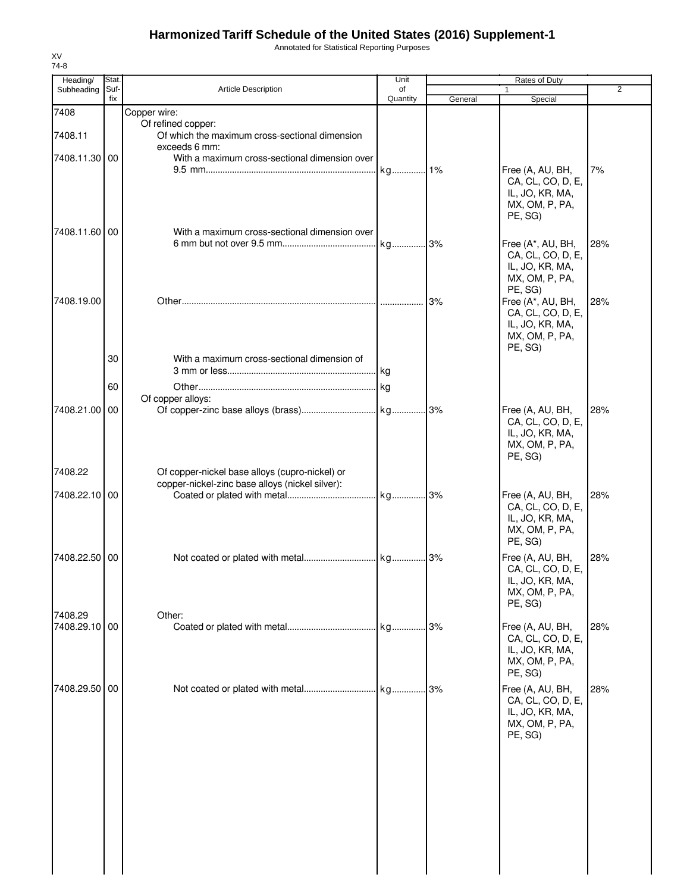# Harmonized Tariff Schedule of the United States (2016) Supplement-1

Annotated for Statistical Reporting Purposes

XV
74-8

| Heading/ Subheading | Stat. Suf- fix | Article Description | Unit of Quantity | Rates of Duty 1 General | Special | 2 |
|---|---|---|---|---|---|---|
| 7408 | | Copper wire: | | | | |
| | | Of refined copper: | | | | |
| 7408.11 | | Of which the maximum cross-sectional dimension exceeds 6 mm: | | | | |
| 7408.11.30 | 00 | With a maximum cross-sectional dimension over 9.5 mm | kg | 1% | Free (A, AU, BH, CA, CL, CO, D, E, IL, JO, KR, MA, MX, OM, P, PA, PE, SG) | 7% |
| 7408.11.60 | 00 | With a maximum cross-sectional dimension over 6 mm but not over 9.5 mm | kg | 3% | Free (A*, AU, BH, CA, CL, CO, D, E, IL, JO, KR, MA, MX, OM, P, PA, PE, SG) | 28% |
| 7408.19.00 | | Other | | 3% | Free (A*, AU, BH, CA, CL, CO, D, E, IL, JO, KR, MA, MX, OM, P, PA, PE, SG) | 28% |
| | 30 | With a maximum cross-sectional dimension of 3 mm or less | kg | | | |
| | 60 | Other | kg | | | |
| | | Of copper alloys: | | | | |
| 7408.21.00 | 00 | Of copper-zinc base alloys (brass) | kg | 3% | Free (A, AU, BH, CA, CL, CO, D, E, IL, JO, KR, MA, MX, OM, P, PA, PE, SG) | 28% |
| 7408.22 | | Of copper-nickel base alloys (cupro-nickel) or copper-nickel-zinc base alloys (nickel silver): | | | | |
| 7408.22.10 | 00 | Coated or plated with metal | kg | 3% | Free (A, AU, BH, CA, CL, CO, D, E, IL, JO, KR, MA, MX, OM, P, PA, PE, SG) | 28% |
| 7408.22.50 | 00 | Not coated or plated with metal | kg | 3% | Free (A, AU, BH, CA, CL, CO, D, E, IL, JO, KR, MA, MX, OM, P, PA, PE, SG) | 28% |
| 7408.29 | | Other: | | | | |
| 7408.29.10 | 00 | Coated or plated with metal | kg | 3% | Free (A, AU, BH, CA, CL, CO, D, E, IL, JO, KR, MA, MX, OM, P, PA, PE, SG) | 28% |
| 7408.29.50 | 00 | Not coated or plated with metal | kg | 3% | Free (A, AU, BH, CA, CL, CO, D, E, IL, JO, KR, MA, MX, OM, P, PA, PE, SG) | 28% |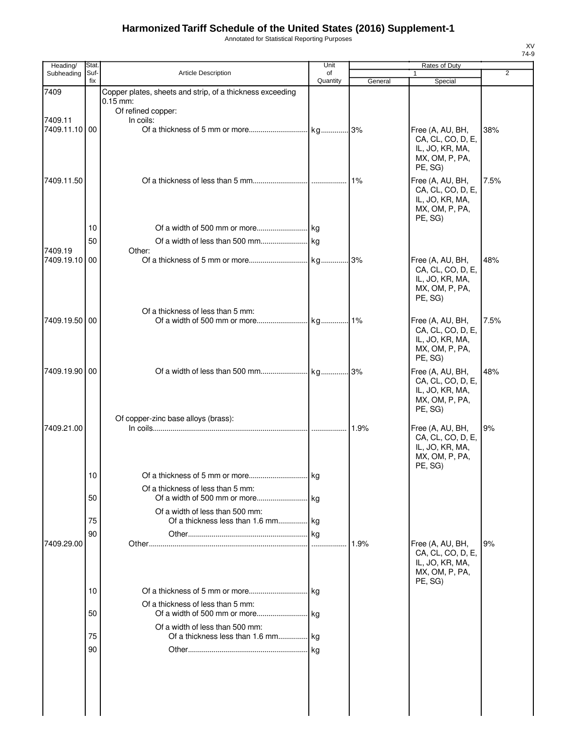# Harmonized Tariff Schedule of the United States (2016) Supplement-1

Annotated for Statistical Reporting Purposes

XV
74-9

| Heading/ Subheading | Stat. Suf- fix | Article Description | Unit of Quantity | Rates of Duty 1 General | Special | 2 |
|---|---|---|---|---|---|---|
| 7409 | | Copper plates, sheets and strip, of a thickness exceeding 0.15 mm: | | | | |
| | | Of refined copper: | | | | |
| 7409.11 | | In coils: | | | | |
| 7409.11.10 | 00 | Of a thickness of 5 mm or more | kg | 3% | Free (A, AU, BH, CA, CL, CO, D, E, IL, JO, KR, MA, MX, OM, P, PA, PE, SG) | 38% |
| 7409.11.50 | | Of a thickness of less than 5 mm | | 1% | Free (A, AU, BH, CA, CL, CO, D, E, IL, JO, KR, MA, MX, OM, P, PA, PE, SG) | 7.5% |
| | 10 | Of a width of 500 mm or more | kg | | | |
| | 50 | Of a width of less than 500 mm | kg | | | |
| 7409.19 | | Other: | | | | |
| 7409.19.10 | 00 | Of a thickness of 5 mm or more | kg | 3% | Free (A, AU, BH, CA, CL, CO, D, E, IL, JO, KR, MA, MX, OM, P, PA, PE, SG) | 48% |
| | | Of a thickness of less than 5 mm: | | | | |
| 7409.19.50 | 00 | Of a width of 500 mm or more | kg | 1% | Free (A, AU, BH, CA, CL, CO, D, E, IL, JO, KR, MA, MX, OM, P, PA, PE, SG) | 7.5% |
| 7409.19.90 | 00 | Of a width of less than 500 mm | kg | 3% | Free (A, AU, BH, CA, CL, CO, D, E, IL, JO, KR, MA, MX, OM, P, PA, PE, SG) | 48% |
| | | Of copper-zinc base alloys (brass): | | | | |
| 7409.21.00 | | In coils | | 1.9% | Free (A, AU, BH, CA, CL, CO, D, E, IL, JO, KR, MA, MX, OM, P, PA, PE, SG) | 9% |
| | 10 | Of a thickness of 5 mm or more | kg | | | |
| | | Of a thickness of less than 5 mm: | | | | |
| | 50 | Of a width of 500 mm or more | kg | | | |
| | | Of a width of less than 500 mm: | | | | |
| | 75 | Of a thickness less than 1.6 mm | kg | | | |
| | 90 | Other | kg | | | |
| 7409.29.00 | | Other | | 1.9% | Free (A, AU, BH, CA, CL, CO, D, E, IL, JO, KR, MA, MX, OM, P, PA, PE, SG) | 9% |
| | 10 | Of a thickness of 5 mm or more | kg | | | |
| | | Of a thickness of less than 5 mm: | | | | |
| | 50 | Of a width of 500 mm or more | kg | | | |
| | | Of a width of less than 500 mm: | | | | |
| | 75 | Of a thickness less than 1.6 mm | kg | | | |
| | 90 | Other | kg | | | |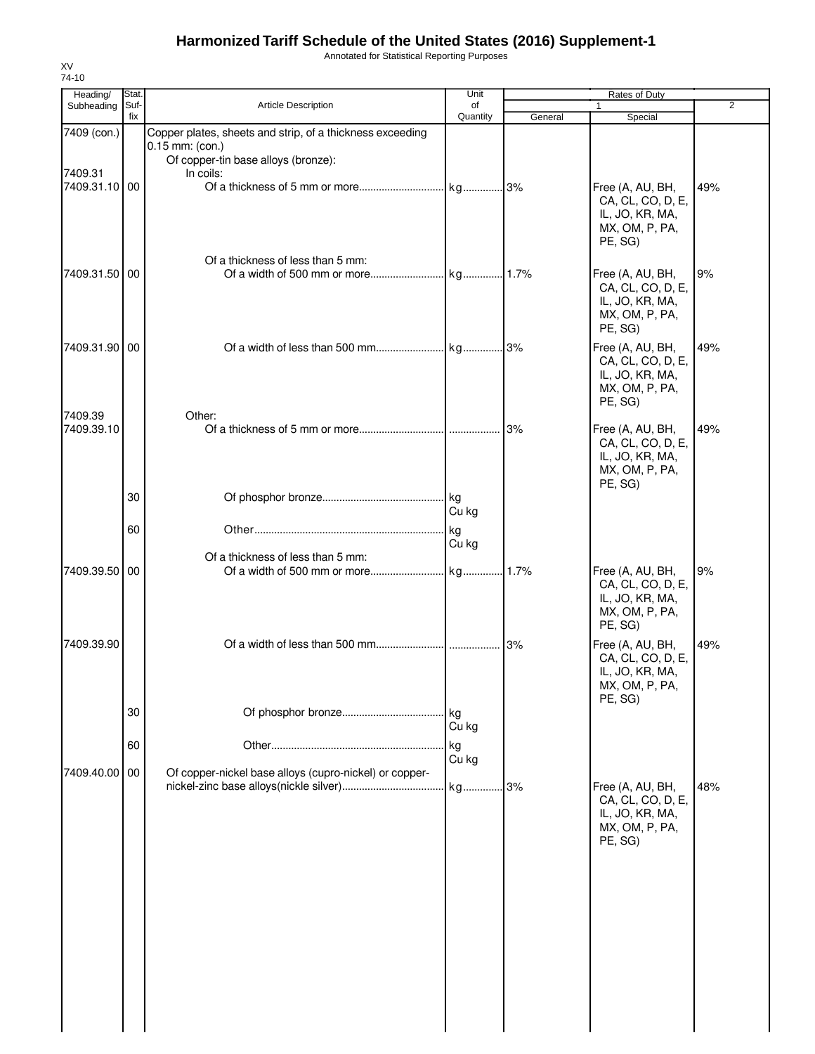# Harmonized Tariff Schedule of the United States (2016) Supplement-1

Annotated for Statistical Reporting Purposes

XV
74-10

| Heading/ Subheading | Stat. Suf-fix | Article Description | Unit of Quantity | Rates of Duty 1 General | Special | 2 |
|---|---|---|---|---|---|---|
| 7409 (con.) | | Copper plates, sheets and strip, of a thickness exceeding 0.15 mm: (con.) | | | | |
| | | Of copper-tin base alloys (bronze): | | | | |
| 7409.31 | | In coils: | | | | |
| 7409.31.10 | 00 | Of a thickness of 5 mm or more | kg | 3% | Free (A, AU, BH, CA, CL, CO, D, E, IL, JO, KR, MA, MX, OM, P, PA, PE, SG) | 49% |
| | | Of a thickness of less than 5 mm: | | | | |
| 7409.31.50 | 00 | Of a width of 500 mm or more | kg | 1.7% | Free (A, AU, BH, CA, CL, CO, D, E, IL, JO, KR, MA, MX, OM, P, PA, PE, SG) | 9% |
| 7409.31.90 | 00 | Of a width of less than 500 mm | kg | 3% | Free (A, AU, BH, CA, CL, CO, D, E, IL, JO, KR, MA, MX, OM, P, PA, PE, SG) | 49% |
| 7409.39 | | Other: | | | | |
| 7409.39.10 | | Of a thickness of 5 mm or more | | 3% | Free (A, AU, BH, CA, CL, CO, D, E, IL, JO, KR, MA, MX, OM, P, PA, PE, SG) | 49% |
| | 30 | Of phosphor bronze | kg Cu kg | | | |
| | 60 | Other | kg Cu kg | | | |
| | | Of a thickness of less than 5 mm: | | | | |
| 7409.39.50 | 00 | Of a width of 500 mm or more | kg | 1.7% | Free (A, AU, BH, CA, CL, CO, D, E, IL, JO, KR, MA, MX, OM, P, PA, PE, SG) | 9% |
| 7409.39.90 | | Of a width of less than 500 mm | | 3% | Free (A, AU, BH, CA, CL, CO, D, E, IL, JO, KR, MA, MX, OM, P, PA, PE, SG) | 49% |
| | 30 | Of phosphor bronze | kg Cu kg | | | |
| | 60 | Other | kg Cu kg | | | |
| 7409.40.00 | 00 | Of copper-nickel base alloys (cupro-nickel) or copper-nickel-zinc base alloys(nickle silver) | kg | 3% | Free (A, AU, BH, CA, CL, CO, D, E, IL, JO, KR, MA, MX, OM, P, PA, PE, SG) | 48% |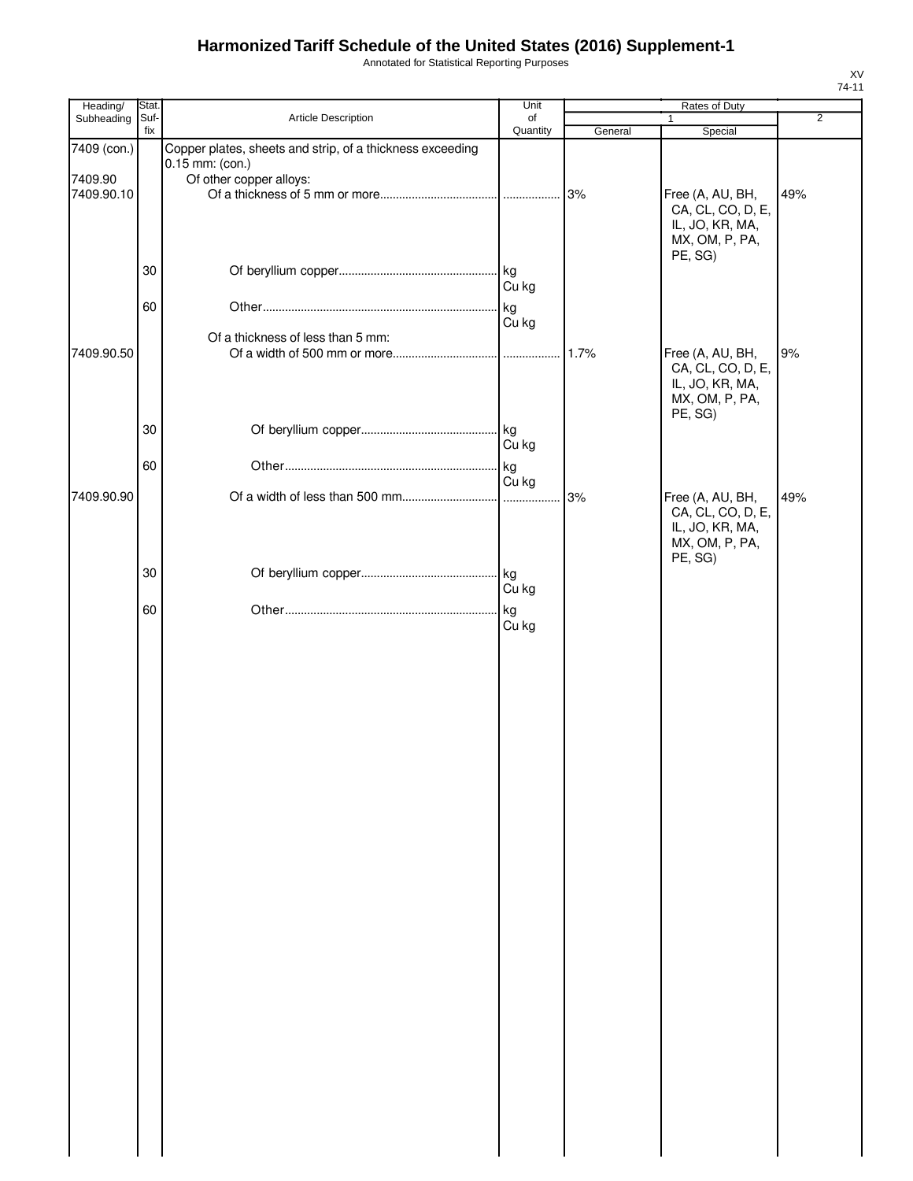# Harmonized Tariff Schedule of the United States (2016) Supplement-1

Annotated for Statistical Reporting Purposes

XV
74-11

| Heading/ Subheading | Stat. Suf- fix | Article Description | Unit of Quantity | Rates of Duty | | |
|---|---|---|---|---|---|---|
| | | | | 1 | | 2 |
| | | | | General | Special | |
| 7409 (con.) | | Copper plates, sheets and strip, of a thickness exceeding 0.15 mm: (con.) | | | | |
| 7409.90 | | Of other copper alloys: | | | | |
| 7409.90.10 | | Of a thickness of 5 mm or more | | 3% | Free (A, AU, BH, CA, CL, CO, D, E, IL, JO, KR, MA, MX, OM, P, PA, PE, SG) | 49% |
| | 30 | Of beryllium copper | kg Cu kg | | | |
| | 60 | Other | kg Cu kg | | | |
| | | Of a thickness of less than 5 mm: | | | | |
| 7409.90.50 | | Of a width of 500 mm or more | | 1.7% | Free (A, AU, BH, CA, CL, CO, D, E, IL, JO, KR, MA, MX, OM, P, PA, PE, SG) | 9% |
| | 30 | Of beryllium copper | kg Cu kg | | | |
| | 60 | Other | kg Cu kg | | | |
| 7409.90.90 | | Of a width of less than 500 mm | | 3% | Free (A, AU, BH, CA, CL, CO, D, E, IL, JO, KR, MA, MX, OM, P, PA, PE, SG) | 49% |
| | 30 | Of beryllium copper | kg Cu kg | | | |
| | 60 | Other | kg Cu kg | | | |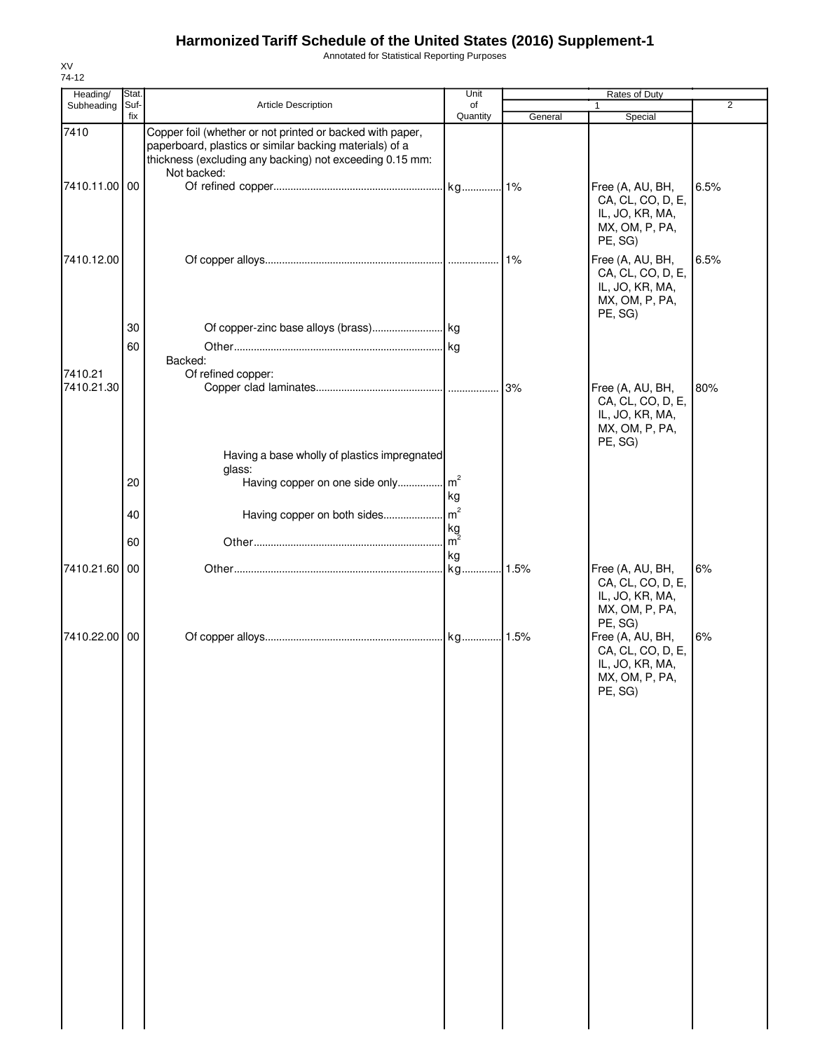# Harmonized Tariff Schedule of the United States (2016) Supplement-1

Annotated for Statistical Reporting Purposes

XV
74-12

| Heading/ Subheading | Stat. Suf- fix | Article Description | Unit of Quantity | Rates of Duty 1 General | Rates of Duty 1 Special | Rates of Duty 2 |
|---|---|---|---|---|---|---|
| 7410 | | Copper foil (whether or not printed or backed with paper, paperboard, plastics or similar backing materials) of a thickness (excluding any backing) not exceeding 0.15 mm: | | | | |
| | | Not backed: | | | | |
| 7410.11.00 | 00 | Of refined copper | kg | 1% | Free (A, AU, BH, CA, CL, CO, D, E, IL, JO, KR, MA, MX, OM, P, PA, PE, SG) | 6.5% |
| 7410.12.00 | | Of copper alloys | | 1% | Free (A, AU, BH, CA, CL, CO, D, E, IL, JO, KR, MA, MX, OM, P, PA, PE, SG) | 6.5% |
| | 30 | Of copper-zinc base alloys (brass) | kg | | | |
| | 60 | Other | kg | | | |
| | | Backed: | | | | |
| 7410.21 | | Of refined copper: | | | | |
| 7410.21.30 | | Copper clad laminates | | 3% | Free (A, AU, BH, CA, CL, CO, D, E, IL, JO, KR, MA, MX, OM, P, PA, PE, SG) | 80% |
| | | Having a base wholly of plastics impregnated glass: | | | | |
| | 20 | Having copper on one side only | $m^2$ kg | | | |
| | 40 | Having copper on both sides | $m^2$ kg | | | |
| | 60 | Other | $m^2$ kg | | | |
| 7410.21.60 | 00 | Other | kg | 1.5% | Free (A, AU, BH, CA, CL, CO, D, E, IL, JO, KR, MA, MX, OM, P, PA, PE, SG) | 6% |
| 7410.22.00 | 00 | Of copper alloys | kg | 1.5% | Free (A, AU, BH, CA, CL, CO, D, E, IL, JO, KR, MA, MX, OM, P, PA, PE, SG) | 6% |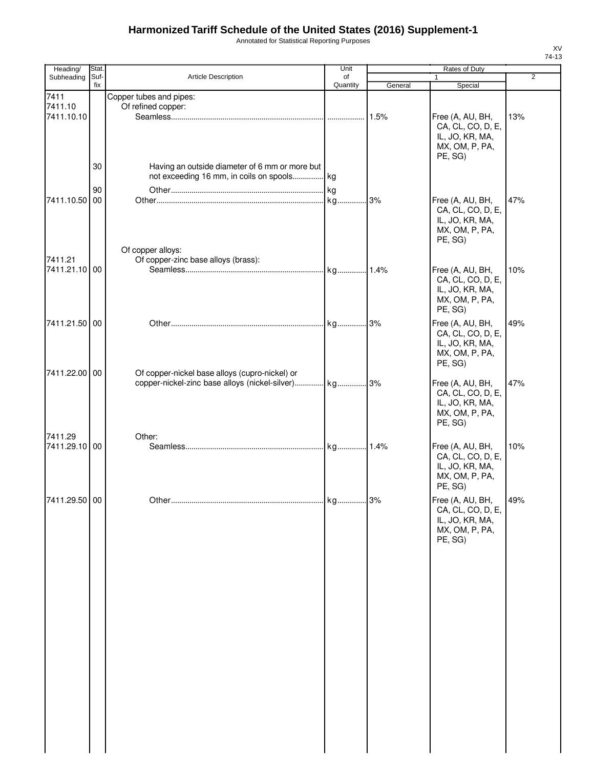# Harmonized Tariff Schedule of the United States (2016) Supplement-1

Annotated for Statistical Reporting Purposes

XV
74-13

| Heading/ Subheading | Stat. Suf- fix | Article Description | Unit of Quantity | Rates of Duty 1 General | Special | 2 |
|---|---|---|---|---|---|---|
| 7411 | | Copper tubes and pipes: | | | | |
| 7411.10 | | Of refined copper: | | | | |
| 7411.10.10 | | Seamless | | 1.5% | Free (A, AU, BH, CA, CL, CO, D, E, IL, JO, KR, MA, MX, OM, P, PA, PE, SG) | 13% |
| | 30 | Having an outside diameter of 6 mm or more but not exceeding 16 mm, in coils on spools | kg | | | |
| | 90 | Other | kg | | | |
| 7411.10.50 | 00 | Other | kg | 3% | Free (A, AU, BH, CA, CL, CO, D, E, IL, JO, KR, MA, MX, OM, P, PA, PE, SG) | 47% |
| | | Of copper alloys: | | | | |
| 7411.21 | | Of copper-zinc base alloys (brass): | | | | |
| 7411.21.10 | 00 | Seamless | kg | 1.4% | Free (A, AU, BH, CA, CL, CO, D, E, IL, JO, KR, MA, MX, OM, P, PA, PE, SG) | 10% |
| 7411.21.50 | 00 | Other | kg | 3% | Free (A, AU, BH, CA, CL, CO, D, E, IL, JO, KR, MA, MX, OM, P, PA, PE, SG) | 49% |
| 7411.22.00 | 00 | Of copper-nickel base alloys (cupro-nickel) or copper-nickel-zinc base alloys (nickel-silver) | kg | 3% | Free (A, AU, BH, CA, CL, CO, D, E, IL, JO, KR, MA, MX, OM, P, PA, PE, SG) | 47% |
| 7411.29 | | Other: | | | | |
| 7411.29.10 | 00 | Seamless | kg | 1.4% | Free (A, AU, BH, CA, CL, CO, D, E, IL, JO, KR, MA, MX, OM, P, PA, PE, SG) | 10% |
| 7411.29.50 | 00 | Other | kg | 3% | Free (A, AU, BH, CA, CL, CO, D, E, IL, JO, KR, MA, MX, OM, P, PA, PE, SG) | 49% |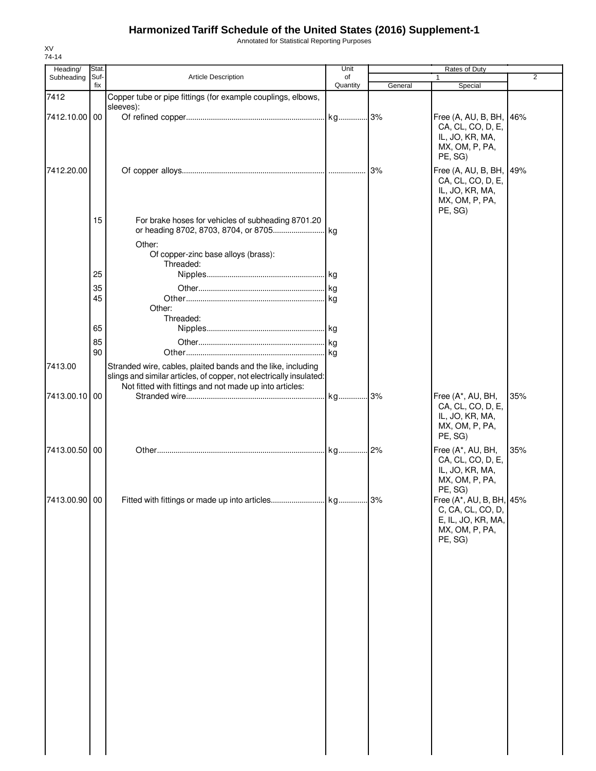# Harmonized Tariff Schedule of the United States (2016) Supplement-1

Annotated for Statistical Reporting Purposes

XV
74-14

| Heading/ Subheading | Stat. Suf-fix | Article Description | Unit of Quantity | Rates of Duty | | |
|---|---|---|---|---|---|---|
| | | | | 1 | | 2 |
| | | | | General | Special | |
| 7412 | | Copper tube or pipe fittings (for example couplings, elbows, sleeves): | | | | |
| 7412.10.00 | 00 | Of refined copper | kg | 3% | Free (A, AU, B, BH, CA, CL, CO, D, E, IL, JO, KR, MA, MX, OM, P, PA, PE, SG) | 46% |
| 7412.20.00 | | Of copper alloys | | 3% | Free (A, AU, B, BH, CA, CL, CO, D, E, IL, JO, KR, MA, MX, OM, P, PA, PE, SG) | 49% |
| | 15 | For brake hoses for vehicles of subheading 8701.20 or heading 8702, 8703, 8704, or 8705 | kg | | | |
| | | Other: | | | | |
| | | Of copper-zinc base alloys (brass): | | | | |
| | | Threaded: | | | | |
| | 25 | Nipples | kg | | | |
| | 35 | Other | kg | | | |
| | 45 | Other | kg | | | |
| | | Other: | | | | |
| | | Threaded: | | | | |
| | 65 | Nipples | kg | | | |
| | 85 | Other | kg | | | |
| | 90 | Other | kg | | | |
| 7413.00 | | Stranded wire, cables, plaited bands and the like, including slings and similar articles, of copper, not electrically insulated: | | | | |
| | | Not fitted with fittings and not made up into articles: | | | | |
| 7413.00.10 | 00 | Stranded wire | kg | 3% | Free (A*, AU, BH, CA, CL, CO, D, E, IL, JO, KR, MA, MX, OM, P, PA, PE, SG) | 35% |
| 7413.00.50 | 00 | Other | kg | 2% | Free (A*, AU, BH, CA, CL, CO, D, E, IL, JO, KR, MA, MX, OM, P, PA, PE, SG) | 35% |
| 7413.00.90 | 00 | Fitted with fittings or made up into articles | kg | 3% | Free (A*, AU, B, BH, C, CA, CL, CO, D, E, IL, JO, KR, MA, MX, OM, P, PA, PE, SG) | 45% |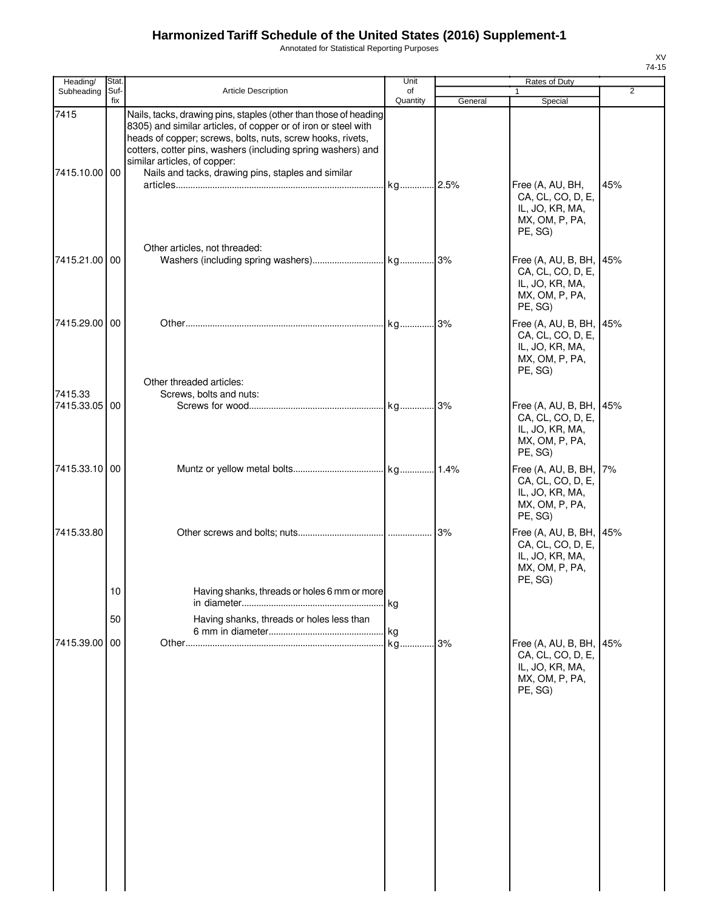# Harmonized Tariff Schedule of the United States (2016) Supplement-1

Annotated for Statistical Reporting Purposes

XV
74-15

| Heading/ Subheading | Stat. Suf-fix | Article Description | Unit of Quantity | Rates of Duty 1 General | Rates of Duty 1 Special | Rates of Duty 2 |
|---|---|---|---|---|---|---|
| 7415 | | Nails, tacks, drawing pins, staples (other than those of heading 8305) and similar articles, of copper or of iron or steel with heads of copper; screws, bolts, nuts, screw hooks, rivets, cotters, cotter pins, washers (including spring washers) and similar articles, of copper: | | | | |
| 7415.10.00 | 00 | Nails and tacks, drawing pins, staples and similar articles | kg | 2.5% | Free (A, AU, BH, CA, CL, CO, D, E, IL, JO, KR, MA, MX, OM, P, PA, PE, SG) | 45% |
| | | Other articles, not threaded: | | | | |
| 7415.21.00 | 00 | Washers (including spring washers) | kg | 3% | Free (A, AU, B, BH, CA, CL, CO, D, E, IL, JO, KR, MA, MX, OM, P, PA, PE, SG) | 45% |
| 7415.29.00 | 00 | Other | kg | 3% | Free (A, AU, B, BH, CA, CL, CO, D, E, IL, JO, KR, MA, MX, OM, P, PA, PE, SG) | 45% |
| | | Other threaded articles: | | | | |
| 7415.33 | | Screws, bolts and nuts: | | | | |
| 7415.33.05 | 00 | Screws for wood | kg | 3% | Free (A, AU, B, BH, CA, CL, CO, D, E, IL, JO, KR, MA, MX, OM, P, PA, PE, SG) | 45% |
| 7415.33.10 | 00 | Muntz or yellow metal bolts | kg | 1.4% | Free (A, AU, B, BH, CA, CL, CO, D, E, IL, JO, KR, MA, MX, OM, P, PA, PE, SG) | 7% |
| 7415.33.80 | | Other screws and bolts; nuts | | 3% | Free (A, AU, B, BH, CA, CL, CO, D, E, IL, JO, KR, MA, MX, OM, P, PA, PE, SG) | 45% |
| | 10 | Having shanks, threads or holes 6 mm or more in diameter | kg | | | |
| | 50 | Having shanks, threads or holes less than 6 mm in diameter | kg | | | |
| 7415.39.00 | 00 | Other | kg | 3% | Free (A, AU, B, BH, CA, CL, CO, D, E, IL, JO, KR, MA, MX, OM, P, PA, PE, SG) | 45% |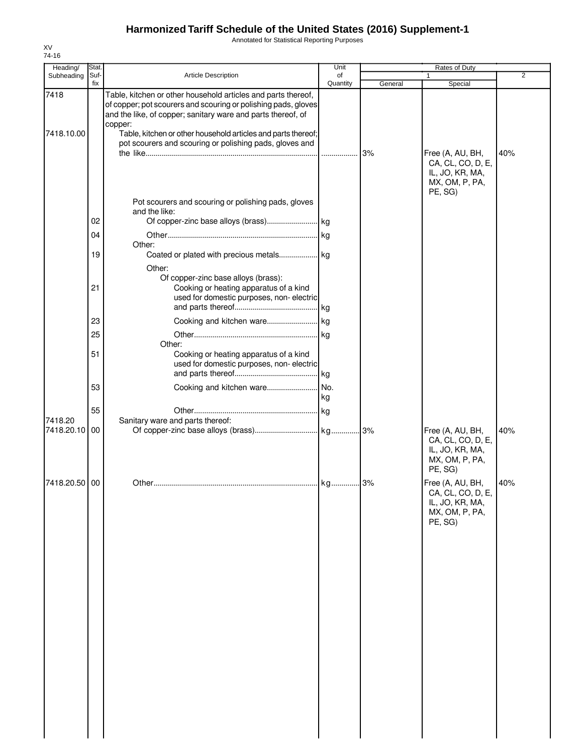# Harmonized Tariff Schedule of the United States (2016) Supplement-1

Annotated for Statistical Reporting Purposes

XV
74-16

| Heading/ Subheading | Stat. Suf-fix | Article Description | Unit of Quantity | Rates of Duty | | |
|---|---|---|---|---|---|---|
| | | | | 1 | | 2 |
| | | | | General | Special | |
| 7418 | | Table, kitchen or other household articles and parts thereof, of copper; pot scourers and scouring or polishing pads, gloves and the like, of copper; sanitary ware and parts thereof, of copper: | | | | |
| 7418.10.00 | | Table, kitchen or other household articles and parts thereof; pot scourers and scouring or polishing pads, gloves and the like | ................. | 3% | Free (A, AU, BH, CA, CL, CO, D, E, IL, JO, KR, MA, MX, OM, P, PA, PE, SG) | 40% |
| | | Pot scourers and scouring or polishing pads, gloves and the like: | | | | |
| | 02 | Of copper-zinc base alloys (brass) | kg | | | |
| | 04 | Other | kg | | | |
| | | Other: | | | | |
| | 19 | Coated or plated with precious metals | kg | | | |
| | | Other: | | | | |
| | | Of copper-zinc base alloys (brass): | | | | |
| | 21 | Cooking or heating apparatus of a kind used for domestic purposes, non- electric and parts thereof | kg | | | |
| | 23 | Cooking and kitchen ware | kg | | | |
| | 25 | Other | kg | | | |
| | | Other: | | | | |
| | 51 | Cooking or heating apparatus of a kind used for domestic purposes, non- electric and parts thereof | kg | | | |
| | 53 | Cooking and kitchen ware | No. kg | | | |
| | 55 | Other | kg | | | |
| 7418.20 | | Sanitary ware and parts thereof: | | | | |
| 7418.20.10 | 00 | Of copper-zinc base alloys (brass) | kg | 3% | Free (A, AU, BH, CA, CL, CO, D, E, IL, JO, KR, MA, MX, OM, P, PA, PE, SG) | 40% |
| 7418.20.50 | 00 | Other | kg | 3% | Free (A, AU, BH, CA, CL, CO, D, E, IL, JO, KR, MA, MX, OM, P, PA, PE, SG) | 40% |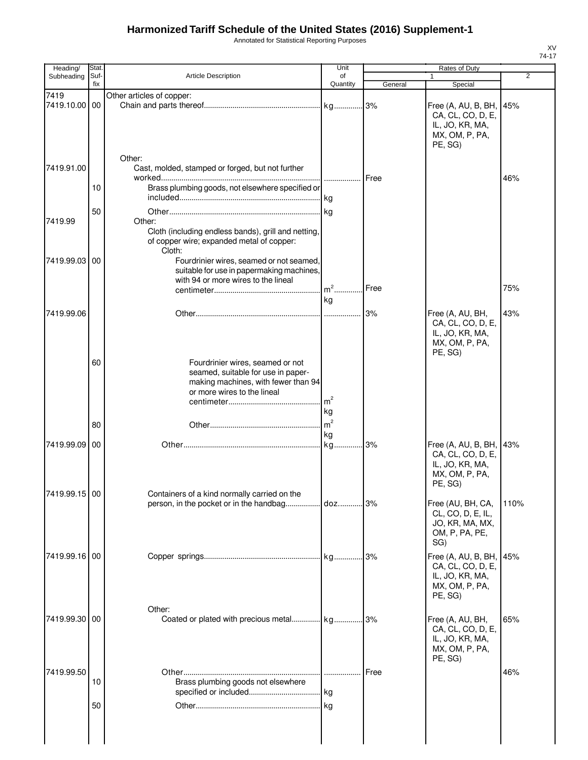# Harmonized Tariff Schedule of the United States (2016) Supplement-1

Annotated for Statistical Reporting Purposes

| Heading/ Subheading | Stat. Suf- fix | Article Description | Unit of Quantity | Rates of Duty 1 General | Special | 2 |
|---|---|---|---|---|---|---|
| 7419 | | Other articles of copper: | | | | |
| 7419.10.00 | 00 | Chain and parts thereof | kg | 3% | Free (A, AU, B, BH, CA, CL, CO, D, E, IL, JO, KR, MA, MX, OM, P, PA, PE, SG) | 45% |
| | | Other: | | | | |
| 7419.91.00 | | Cast, molded, stamped or forged, but not further worked | | Free | | 46% |
| | 10 | Brass plumbing goods, not elsewhere specified or included | kg | | | |
| | 50 | Other | kg | | | |
| 7419.99 | | Other: | | | | |
| | | Cloth (including endless bands), grill and netting, of copper wire; expanded metal of copper: | | | | |
| | | Cloth: | | | | |
| 7419.99.03 | 00 | Fourdrinier wires, seamed or not seamed, suitable for use in papermaking machines, with 94 or more wires to the lineal centimeter | m² kg | Free | | 75% |
| 7419.99.06 | | Other | | 3% | Free (A, AU, BH, CA, CL, CO, D, E, IL, JO, KR, MA, MX, OM, P, PA, PE, SG) | 43% |
| | 60 | Fourdrinier wires, seamed or not seamed, suitable for use in paper-making machines, with fewer than 94 or more wires to the lineal centimeter | m² kg | | | |
| | 80 | Other | m² kg | | | |
| 7419.99.09 | 00 | Other | kg | 3% | Free (A, AU, B, BH, CA, CL, CO, D, E, IL, JO, KR, MA, MX, OM, P, PA, PE, SG) | 43% |
| 7419.99.15 | 00 | Containers of a kind normally carried on the person, in the pocket or in the handbag | doz. | 3% | Free (AU, BH, CA, CL, CO, D, E, IL, JO, KR, MA, MX, OM, P, PA, PE, SG) | 110% |
| 7419.99.16 | 00 | Copper springs | kg | 3% | Free (A, AU, B, BH, CA, CL, CO, D, E, IL, JO, KR, MA, MX, OM, P, PA, PE, SG) | 45% |
| | | Other: | | | | |
| 7419.99.30 | 00 | Coated or plated with precious metal | kg | 3% | Free (A, AU, BH, CA, CL, CO, D, E, IL, JO, KR, MA, MX, OM, P, PA, PE, SG) | 65% |
| 7419.99.50 | | Other | | Free | | 46% |
| | 10 | Brass plumbing goods not elsewhere specified or included | kg | | | |
| | 50 | Other | kg | | | |